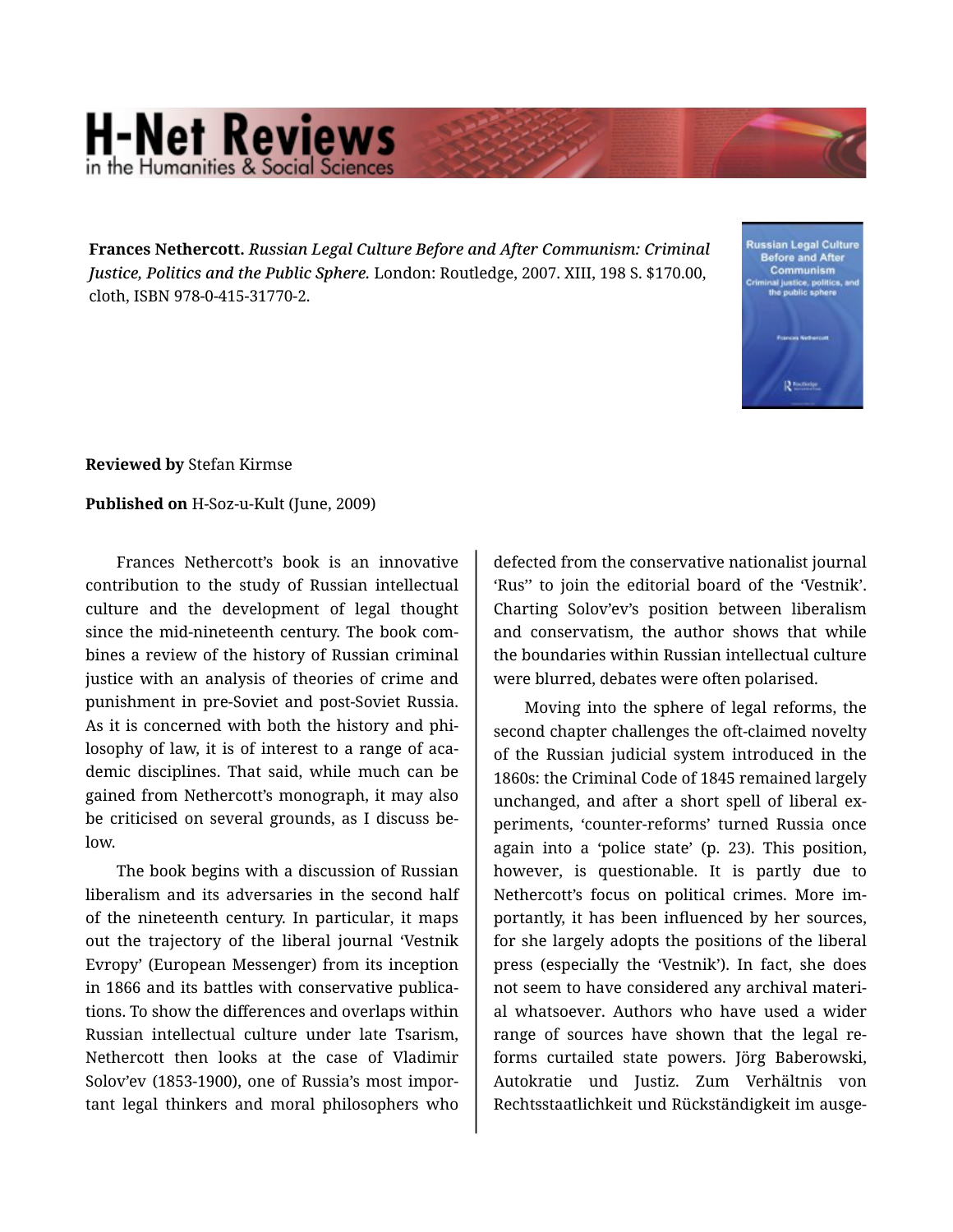**Frances Nethercott.** *Russian Legal Culture Before and After Communism: Criminal Justice, Politics and the Public Sphere.* London: Routledge, 2007. XIII, 198 S. $170.00, cloth, ISBN 978-0-415-31770-2.

**Reviewed by** Stefan Kirmse

**Published on** H-Soz-u-Kult (June, 2009)

Frances Nethercott's book is an innovative contribution to the study of Russian intellectual culture and the development of legal thought since the mid-nineteenth century. The book combines a review of the history of Russian criminal justice with an analysis of theories of crime and punishment in pre-Soviet and post-Soviet Russia. As it is concerned with both the history and philosophy of law, it is of interest to a range of academic disciplines. That said, while much can be gained from Nethercott's monograph, it may also be criticised on several grounds, as I discuss below.

The book begins with a discussion of Russian liberalism and its adversaries in the second half of the nineteenth century. In particular, it maps out the trajectory of the liberal journal 'Vestnik Evropy' (European Messenger) from its inception in 1866 and its battles with conservative publications. To show the differences and overlaps within Russian intellectual culture under late Tsarism, Nethercott then looks at the case of Vladimir Solov'ev (1853-1900), one of Russia's most important legal thinkers and moral philosophers who defected from the conservative nationalist journal 'Rus'' to join the editorial board of the 'Vestnik'. Charting Solov'ev's position between liberalism and conservatism, the author shows that while the boundaries within Russian intellectual culture were blurred, debates were often polarised.

Moving into the sphere of legal reforms, the second chapter challenges the oft-claimed novelty of the Russian judicial system introduced in the 1860s: the Criminal Code of 1845 remained largely unchanged, and after a short spell of liberal experiments, 'counter-reforms' turned Russia once again into a 'police state' (p. 23). This position, however, is questionable. It is partly due to Nethercott's focus on political crimes. More importantly, it has been influenced by her sources, for she largely adopts the positions of the liberal press (especially the 'Vestnik'). In fact, she does not seem to have considered any archival material whatsoever. Authors who have used a wider range of sources have shown that the legal reforms curtailed state powers. Jörg Baberowski, Autokratie und Justiz. Zum Verhältnis von Rechtsstaatlichkeit und Rückständigkeit im ausge-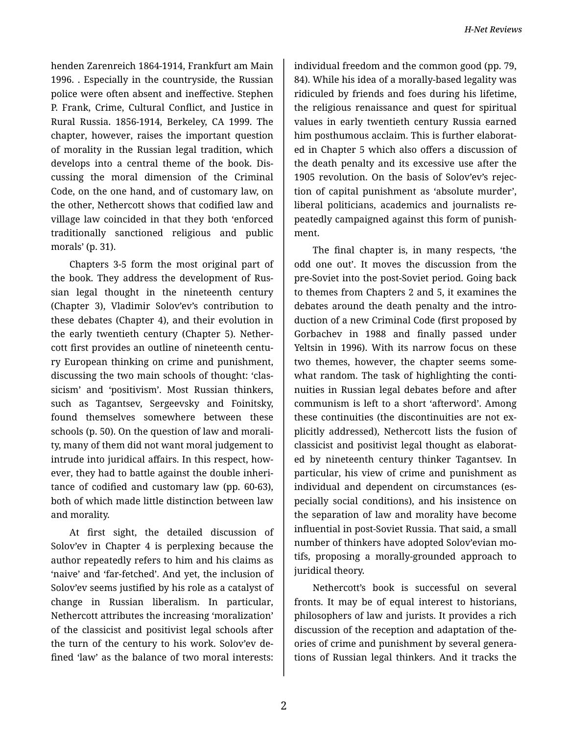henden Zarenreich 1864-1914, Frankfurt am Main 1996. . Especially in the countryside, the Russian police were often absent and ineffective. Stephen P. Frank, Crime, Cultural Conflict, and Justice in Rural Russia. 1856-1914, Berkeley, CA 1999. The chapter, however, raises the important question of morality in the Russian legal tradition, which develops into a central theme of the book. Discussing the moral dimension of the Criminal Code, on the one hand, and of customary law, on the other, Nethercott shows that codified law and village law coincided in that they both 'enforced traditionally sanctioned religious and public morals' (p. 31).

Chapters 3-5 form the most original part of the book. They address the development of Russian legal thought in the nineteenth century (Chapter 3), Vladimir Solov'ev's contribution to these debates (Chapter 4), and their evolution in the early twentieth century (Chapter 5). Nethercott first provides an outline of nineteenth century European thinking on crime and punishment, discussing the two main schools of thought: 'classicism' and 'positivism'. Most Russian thinkers, such as Tagantsev, Sergeevsky and Foinitsky, found themselves somewhere between these schools (p. 50). On the question of law and morality, many of them did not want moral judgement to intrude into juridical affairs. In this respect, however, they had to battle against the double inheritance of codified and customary law (pp. 60-63), both of which made little distinction between law and morality.

At first sight, the detailed discussion of Solov'ev in Chapter 4 is perplexing because the author repeatedly refers to him and his claims as 'naive' and 'far-fetched'. And yet, the inclusion of Solov'ev seems justified by his role as a catalyst of change in Russian liberalism. In particular, Nethercott attributes the increasing 'moralization' of the classicist and positivist legal schools after the turn of the century to his work. Solov'ev defined 'law' as the balance of two moral interests: individual freedom and the common good (pp. 79, 84). While his idea of a morally-based legality was ridiculed by friends and foes during his lifetime, the religious renaissance and quest for spiritual values in early twentieth century Russia earned him posthumous acclaim. This is further elaborated in Chapter 5 which also offers a discussion of the death penalty and its excessive use after the 1905 revolution. On the basis of Solov'ev's rejection of capital punishment as 'absolute murder', liberal politicians, academics and journalists repeatedly campaigned against this form of punishment.

The final chapter is, in many respects, 'the odd one out'. It moves the discussion from the pre-Soviet into the post-Soviet period. Going back to themes from Chapters 2 and 5, it examines the debates around the death penalty and the introduction of a new Criminal Code (first proposed by Gorbachev in 1988 and finally passed under Yeltsin in 1996). With its narrow focus on these two themes, however, the chapter seems somewhat random. The task of highlighting the continuities in Russian legal debates before and after communism is left to a short 'afterword'. Among these continuities (the discontinuities are not explicitly addressed), Nethercott lists the fusion of classicist and positivist legal thought as elaborated by nineteenth century thinker Tagantsev. In particular, his view of crime and punishment as individual and dependent on circumstances (especially social conditions), and his insistence on the separation of law and morality have become influential in post-Soviet Russia. That said, a small number of thinkers have adopted Solov'evian motifs, proposing a morally-grounded approach to juridical theory.

Nethercott's book is successful on several fronts. It may be of equal interest to historians, philosophers of law and jurists. It provides a rich discussion of the reception and adaptation of theories of crime and punishment by several generations of Russian legal thinkers. And it tracks the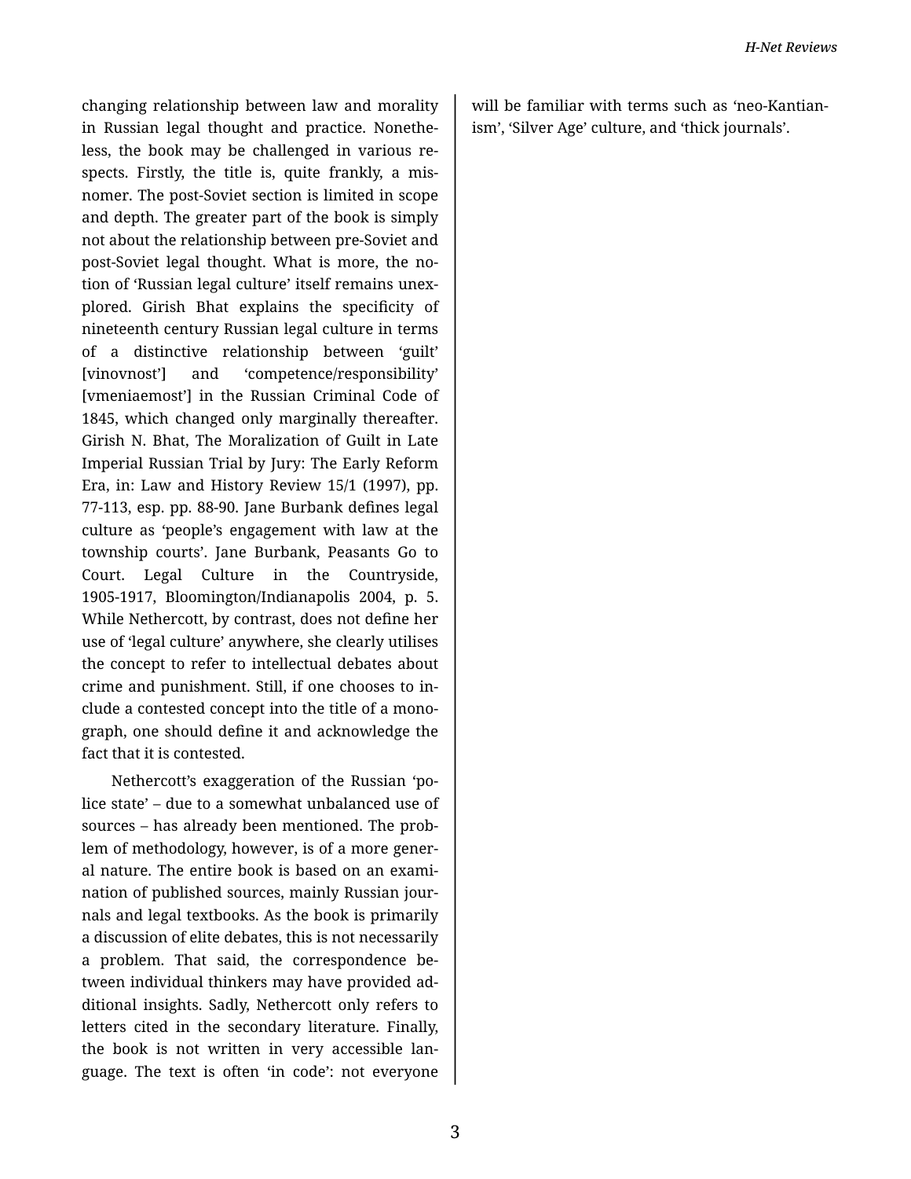changing relationship between law and morality in Russian legal thought and practice. Nonetheless, the book may be challenged in various respects. Firstly, the title is, quite frankly, a misnomer. The post-Soviet section is limited in scope and depth. The greater part of the book is simply not about the relationship between pre-Soviet and post-Soviet legal thought. What is more, the notion of 'Russian legal culture' itself remains unexplored. Girish Bhat explains the specificity of nineteenth century Russian legal culture in terms of a distinctive relationship between 'guilt' [vinovnost'] and 'competence/responsibility' [vmeniaemost'] in the Russian Criminal Code of 1845, which changed only marginally thereafter. Girish N. Bhat, The Moralization of Guilt in Late Imperial Russian Trial by Jury: The Early Reform Era, in: Law and History Review 15/1 (1997), pp. 77-113, esp. pp. 88-90. Jane Burbank defines legal culture as 'people's engagement with law at the township courts'. Jane Burbank, Peasants Go to Court. Legal Culture in the Countryside, 1905-1917, Bloomington/Indianapolis 2004, p. 5. While Nethercott, by contrast, does not define her use of 'legal culture' anywhere, she clearly utilises the concept to refer to intellectual debates about crime and punishment. Still, if one chooses to include a contested concept into the title of a monograph, one should define it and acknowledge the fact that it is contested.

Nethercott's exaggeration of the Russian 'police state' – due to a somewhat unbalanced use of sources – has already been mentioned. The problem of methodology, however, is of a more general nature. The entire book is based on an examination of published sources, mainly Russian journals and legal textbooks. As the book is primarily a discussion of elite debates, this is not necessarily a problem. That said, the correspondence between individual thinkers may have provided additional insights. Sadly, Nethercott only refers to letters cited in the secondary literature. Finally, the book is not written in very accessible language. The text is often 'in code': not everyone will be familiar with terms such as 'neo-Kantianism', 'Silver Age' culture, and 'thick journals'.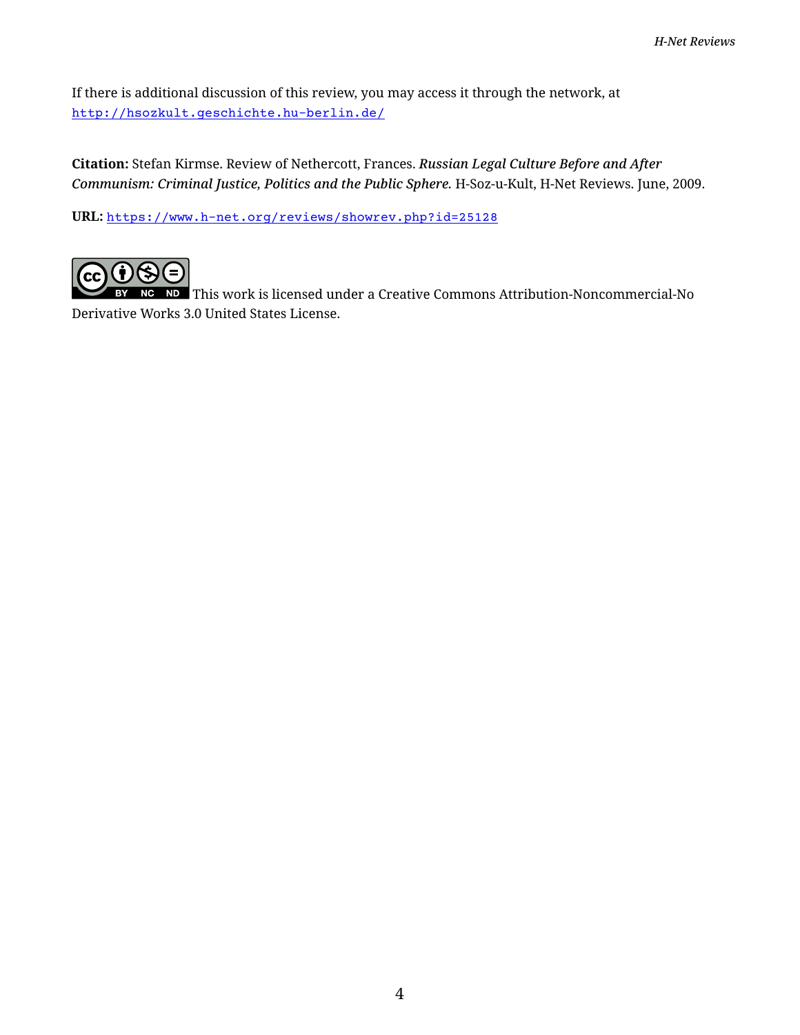If there is additional discussion of this review, you may access it through the network, at http://hsozkult.geschichte.hu-berlin.de/

**Citation:** Stefan Kirmse. Review of Nethercott, Frances. ***Russian Legal Culture Before and After Communism: Criminal Justice, Politics and the Public Sphere.*** H-Soz-u-Kult, H-Net Reviews. June, 2009.

**URL:** https://www.h-net.org/reviews/showrev.php?id=25128

This work is licensed under a Creative Commons Attribution-Noncommercial-No Derivative Works 3.0 United States License.